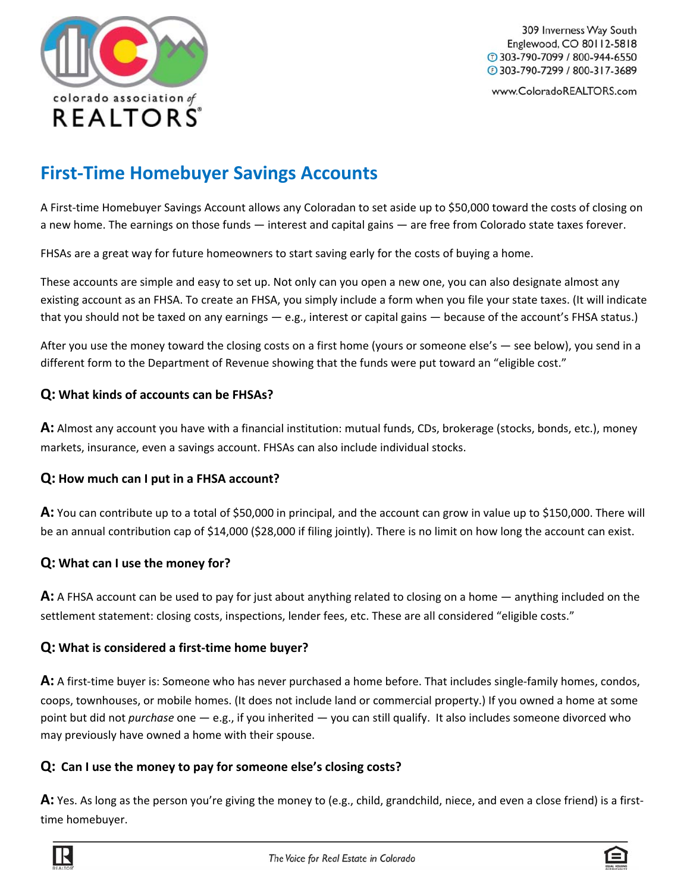colorado association of REALTORS®

309 Inverness Way South
Englewood, CO 80112-5818
T 303-790-7099 / 800-944-6550
F 303-790-7299 / 800-317-3689

www.ColoradoREALTORS.com

# First-Time Homebuyer Savings Accounts

A First-time Homebuyer Savings Account allows any Coloradan to set aside up to $50,000 toward the costs of closing on a new home. The earnings on those funds — interest and capital gains — are free from Colorado state taxes forever.

FHSAs are a great way for future homeowners to start saving early for the costs of buying a home.

These accounts are simple and easy to set up. Not only can you open a new one, you can also designate almost any existing account as an FHSA. To create an FHSA, you simply include a form when you file your state taxes. (It will indicate that you should not be taxed on any earnings — e.g., interest or capital gains — because of the account's FHSA status.)

After you use the money toward the closing costs on a first home (yours or someone else's — see below), you send in a different form to the Department of Revenue showing that the funds were put toward an "eligible cost."

### Q: What kinds of accounts can be FHSAs?

**A:** Almost any account you have with a financial institution: mutual funds, CDs, brokerage (stocks, bonds, etc.), money markets, insurance, even a savings account. FHSAs can also include individual stocks.

### Q: How much can I put in a FHSA account?

**A:** You can contribute up to a total of $50,000 in principal, and the account can grow in value up to $150,000. There will be an annual contribution cap of $14,000 ($28,000 if filing jointly). There is no limit on how long the account can exist.

### Q: What can I use the money for?

**A:** A FHSA account can be used to pay for just about anything related to closing on a home — anything included on the settlement statement: closing costs, inspections, lender fees, etc. These are all considered "eligible costs."

### Q: What is considered a first-time home buyer?

**A:** A first-time buyer is: Someone who has never purchased a home before. That includes single-family homes, condos, coops, townhouses, or mobile homes. (It does not include land or commercial property.) If you owned a home at some point but did not *purchase* one — e.g., if you inherited — you can still qualify. It also includes someone divorced who may previously have owned a home with their spouse.

### Q: Can I use the money to pay for someone else's closing costs?

**A:** Yes. As long as the person you're giving the money to (e.g., child, grandchild, niece, and even a close friend) is a first-time homebuyer.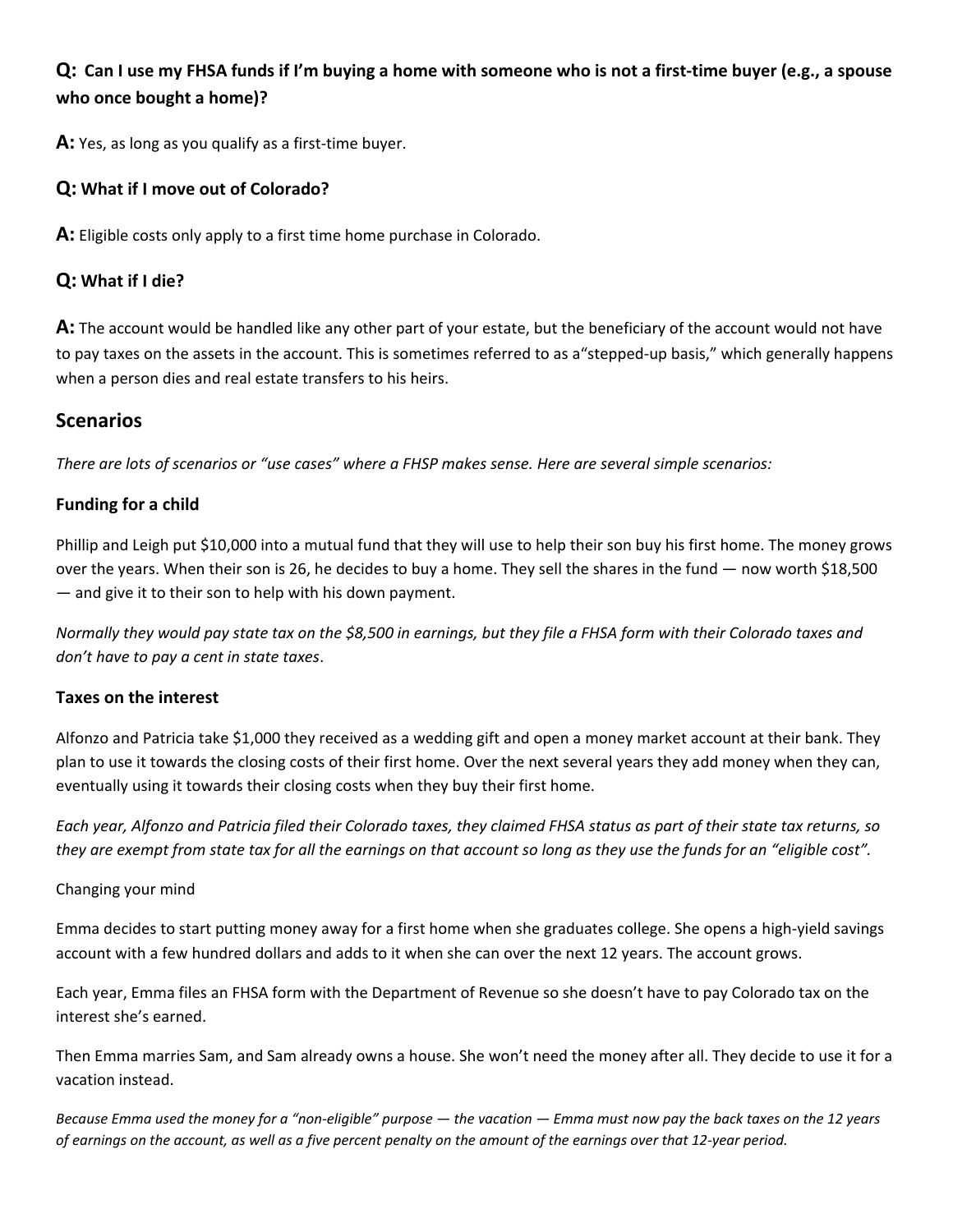**Q: Can I use my FHSA funds if I'm buying a home with someone who is not a first-time buyer (e.g., a spouse who once bought a home)?**

**A:** Yes, as long as you qualify as a first-time buyer.

**Q: What if I move out of Colorado?**

**A:** Eligible costs only apply to a first time home purchase in Colorado.

**Q: What if I die?**

**A:** The account would be handled like any other part of your estate, but the beneficiary of the account would not have to pay taxes on the assets in the account. This is sometimes referred to as a"stepped-up basis," which generally happens when a person dies and real estate transfers to his heirs.

## Scenarios

*There are lots of scenarios or "use cases" where a FHSP makes sense. Here are several simple scenarios:*

### Funding for a child

Phillip and Leigh put $10,000 into a mutual fund that they will use to help their son buy his first home. The money grows over the years. When their son is 26, he decides to buy a home. They sell the shares in the fund — now worth $18,500 — and give it to their son to help with his down payment.

*Normally they would pay state tax on the $8,500 in earnings, but they file a FHSA form with their Colorado taxes and don't have to pay a cent in state taxes*.

### Taxes on the interest

Alfonzo and Patricia take $1,000 they received as a wedding gift and open a money market account at their bank. They plan to use it towards the closing costs of their first home. Over the next several years they add money when they can, eventually using it towards their closing costs when they buy their first home.

*Each year, Alfonzo and Patricia filed their Colorado taxes, they claimed FHSA status as part of their state tax returns, so they are exempt from state tax for all the earnings on that account so long as they use the funds for an "eligible cost".*

Changing your mind

Emma decides to start putting money away for a first home when she graduates college. She opens a high-yield savings account with a few hundred dollars and adds to it when she can over the next 12 years. The account grows.

Each year, Emma files an FHSA form with the Department of Revenue so she doesn't have to pay Colorado tax on the interest she's earned.

Then Emma marries Sam, and Sam already owns a house. She won't need the money after all. They decide to use it for a vacation instead.

*Because Emma used the money for a "non-eligible" purpose — the vacation — Emma must now pay the back taxes on the 12 years of earnings on the account, as well as a five percent penalty on the amount of the earnings over that 12-year period.*